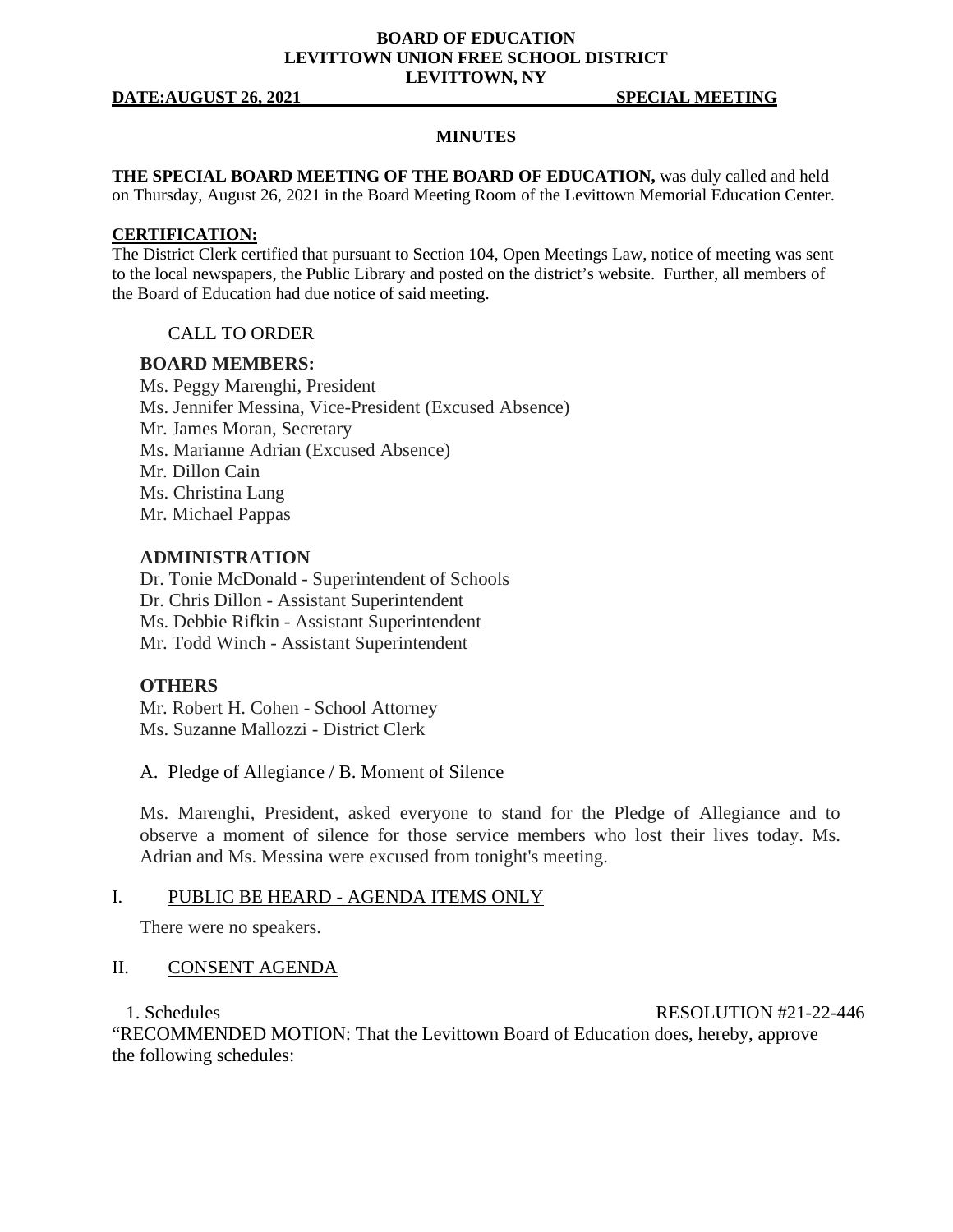**BOARD OF EDUCATION**
**LEVITTOWN UNION FREE SCHOOL DISTRICT**
**LEVITTOWN, NY**

**DATE:AUGUST 26, 2021** **SPECIAL MEETING**

**MINUTES**

**THE SPECIAL BOARD MEETING OF THE BOARD OF EDUCATION,** was duly called and held on Thursday, August 26, 2021 in the Board Meeting Room of the Levittown Memorial Education Center.

**CERTIFICATION:**
The District Clerk certified that pursuant to Section 104, Open Meetings Law, notice of meeting was sent to the local newspapers, the Public Library and posted on the district's website. Further, all members of the Board of Education had due notice of said meeting.

CALL TO ORDER

**BOARD MEMBERS:**
Ms. Peggy Marenghi, President
Ms. Jennifer Messina, Vice-President (Excused Absence)
Mr. James Moran, Secretary
Ms. Marianne Adrian (Excused Absence)
Mr. Dillon Cain
Ms. Christina Lang
Mr. Michael Pappas

**ADMINISTRATION**
Dr. Tonie McDonald - Superintendent of Schools
Dr. Chris Dillon - Assistant Superintendent
Ms. Debbie Rifkin - Assistant Superintendent
Mr. Todd Winch - Assistant Superintendent

**OTHERS**
Mr. Robert H. Cohen - School Attorney
Ms. Suzanne Mallozzi - District Clerk

A. Pledge of Allegiance / B. Moment of Silence

Ms. Marenghi, President, asked everyone to stand for the Pledge of Allegiance and to observe a moment of silence for those service members who lost their lives today. Ms. Adrian and Ms. Messina were excused from tonight's meeting.

I. PUBLIC BE HEARD - AGENDA ITEMS ONLY

There were no speakers.

II. CONSENT AGENDA

1. Schedules RESOLUTION #21-22-446

"RECOMMENDED MOTION: That the Levittown Board of Education does, hereby, approve the following schedules: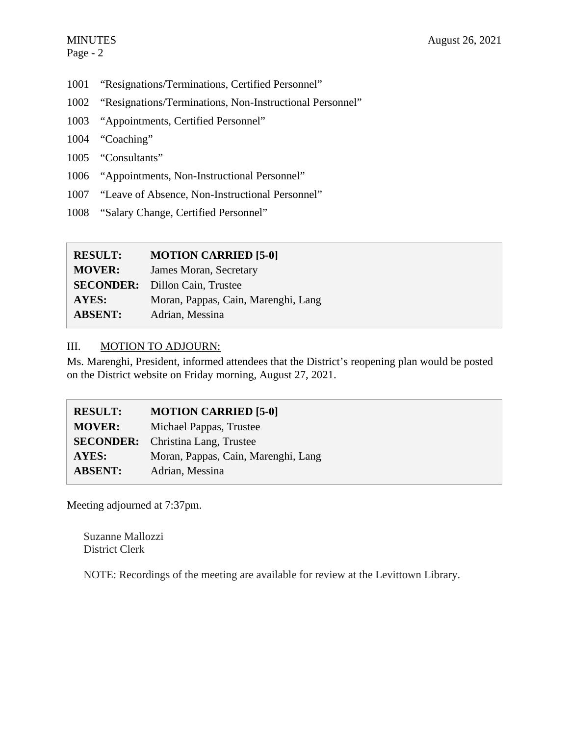1001 "Resignations/Terminations, Certified Personnel"

1002 "Resignations/Terminations, Non-Instructional Personnel"

1003 "Appointments, Certified Personnel"

1004 "Coaching"

1005 "Consultants"

1006 "Appointments, Non-Instructional Personnel"

1007 "Leave of Absence, Non-Instructional Personnel"

1008 "Salary Change, Certified Personnel"

| | |
|---|---|
| **RESULT:** | **MOTION CARRIED [5-0]** |
| **MOVER:** | James Moran, Secretary |
| **SECONDER:** | Dillon Cain, Trustee |
| **AYES:** | Moran, Pappas, Cain, Marenghi, Lang |
| **ABSENT:** | Adrian, Messina |

III. MOTION TO ADJOURN:

Ms. Marenghi, President, informed attendees that the District's reopening plan would be posted on the District website on Friday morning, August 27, 2021.

| | |
|---|---|
| **RESULT:** | **MOTION CARRIED [5-0]** |
| **MOVER:** | Michael Pappas, Trustee |
| **SECONDER:** | Christina Lang, Trustee |
| **AYES:** | Moran, Pappas, Cain, Marenghi, Lang |
| **ABSENT:** | Adrian, Messina |

Meeting adjourned at 7:37pm.

Suzanne Mallozzi
District Clerk

NOTE: Recordings of the meeting are available for review at the Levittown Library.